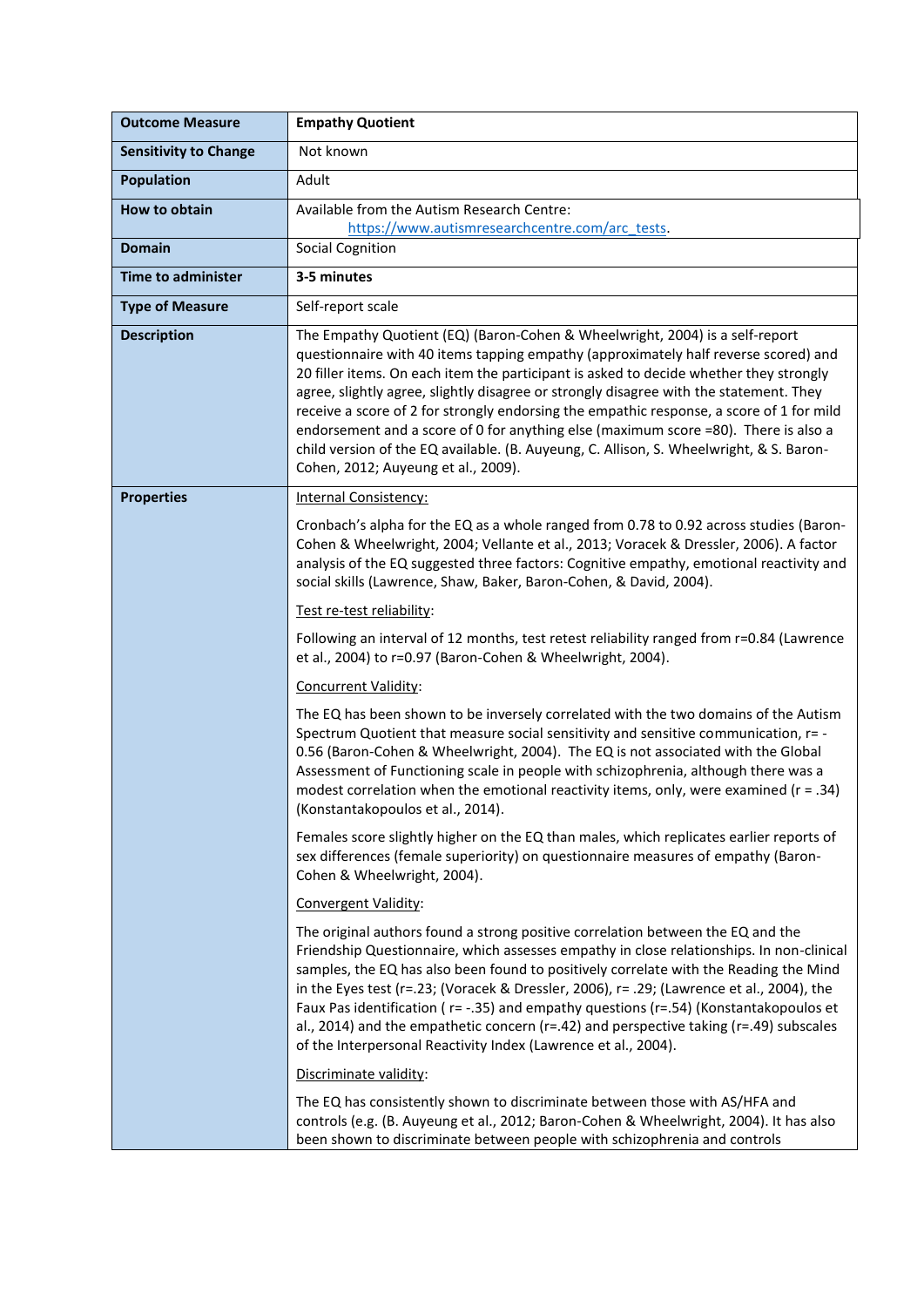| Outcome Measure | **Empathy Quotient** |
|---|---|
| **Sensitivity to Change** | Not known |
| **Population** | Adult |
| **How to obtain** | Available from the Autism Research Centre: https://www.autismresearchcentre.com/arc_tests. |
| **Domain** | Social Cognition |
| **Time to administer** | **3-5 minutes** |
| **Type of Measure** | Self-report scale |
| **Description** | The Empathy Quotient (EQ) (Baron-Cohen & Wheelwright, 2004) is a self-report questionnaire with 40 items tapping empathy (approximately half reverse scored) and 20 filler items. On each item the participant is asked to decide whether they strongly agree, slightly agree, slightly disagree or strongly disagree with the statement. They receive a score of 2 for strongly endorsing the empathic response, a score of 1 for mild endorsement and a score of 0 for anything else (maximum score =80). There is also a child version of the EQ available. (B. Auyeung, C. Allison, S. Wheelwright, & S. Baron-Cohen, 2012; Auyeung et al., 2009). |
| **Properties** | Internal Consistency:<br><br>Cronbach's alpha for the EQ as a whole ranged from 0.78 to 0.92 across studies (Baron-Cohen & Wheelwright, 2004; Vellante et al., 2013; Voracek & Dressler, 2006). A factor analysis of the EQ suggested three factors: Cognitive empathy, emotional reactivity and social skills (Lawrence, Shaw, Baker, Baron-Cohen, & David, 2004).<br><br>Test re-test reliability:<br><br>Following an interval of 12 months, test retest reliability ranged from r=0.84 (Lawrence et al., 2004) to r=0.97 (Baron-Cohen & Wheelwright, 2004).<br><br>Concurrent Validity:<br><br>The EQ has been shown to be inversely correlated with the two domains of the Autism Spectrum Quotient that measure social sensitivity and sensitive communication, r= -0.56 (Baron-Cohen & Wheelwright, 2004). The EQ is not associated with the Global Assessment of Functioning scale in people with schizophrenia, although there was a modest correlation when the emotional reactivity items, only, were examined (r = .34) (Konstantakopoulos et al., 2014).<br><br>Females score slightly higher on the EQ than males, which replicates earlier reports of sex differences (female superiority) on questionnaire measures of empathy (Baron-Cohen & Wheelwright, 2004).<br><br>Convergent Validity:<br><br>The original authors found a strong positive correlation between the EQ and the Friendship Questionnaire, which assesses empathy in close relationships. In non-clinical samples, the EQ has also been found to positively correlate with the Reading the Mind in the Eyes test (r=.23; (Voracek & Dressler, 2006), r= .29; (Lawrence et al., 2004), the Faux Pas identification ( r= -.35) and empathy questions (r=.54) (Konstantakopoulos et al., 2014) and the empathetic concern (r=.42) and perspective taking (r=.49) subscales of the Interpersonal Reactivity Index (Lawrence et al., 2004).<br><br>Discriminate validity:<br><br>The EQ has consistently shown to discriminate between those with AS/HFA and controls (e.g. (B. Auyeung et al., 2012; Baron-Cohen & Wheelwright, 2004). It has also been shown to discriminate between people with schizophrenia and controls |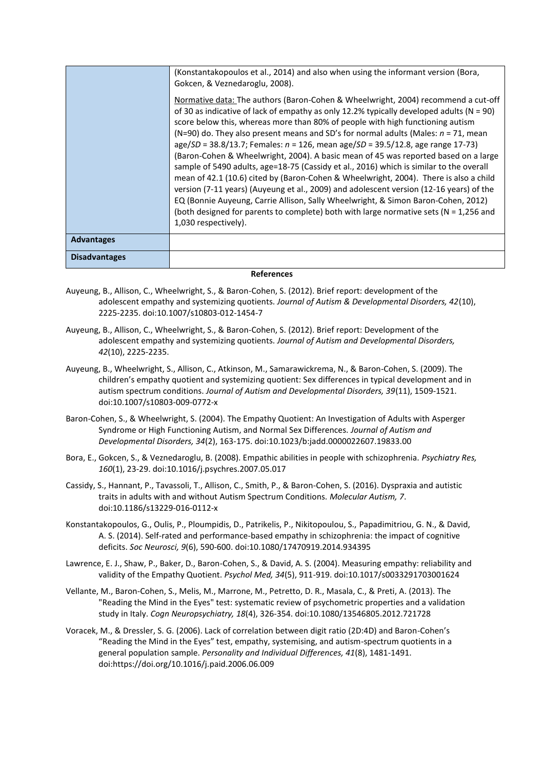| | |
|---|---|
| | (Konstantakopoulos et al., 2014) and also when using the informant version (Bora, Gokcen, & Veznedaroglu, 2008).<br><br><u>Normative data:</u> The authors (Baron-Cohen & Wheelwright, 2004) recommend a cut-off of 30 as indicative of lack of empathy as only 12.2% typically developed adults (N = 90) score below this, whereas more than 80% of people with high functioning autism (N=90) do. They also present means and SD's for normal adults (Males: *n* = 71, mean age/*SD* = 38.8/13.7; Females: *n* = 126, mean age/*SD* = 39.5/12.8, age range 17-73) (Baron-Cohen & Wheelwright, 2004). A basic mean of 45 was reported based on a large sample of 5490 adults, age=18-75 (Cassidy et al., 2016) which is similar to the overall mean of 42.1 (10.6) cited by (Baron-Cohen & Wheelwright, 2004). There is also a child version (7-11 years) (Auyeung et al., 2009) and adolescent version (12-16 years) of the EQ (Bonnie Auyeung, Carrie Allison, Sally Wheelwright, & Simon Baron-Cohen, 2012) (both designed for parents to complete) both with large normative sets (N = 1,256 and 1,030 respectively). |
| **Advantages** | |
| **Disadvantages** | |

**References**

Auyeung, B., Allison, C., Wheelwright, S., & Baron-Cohen, S. (2012). Brief report: development of the adolescent empathy and systemizing quotients. *Journal of Autism & Developmental Disorders, 42*(10), 2225-2235. doi:10.1007/s10803-012-1454-7

Auyeung, B., Allison, C., Wheelwright, S., & Baron-Cohen, S. (2012). Brief report: Development of the adolescent empathy and systemizing quotients. *Journal of Autism and Developmental Disorders, 42*(10), 2225-2235.

Auyeung, B., Wheelwright, S., Allison, C., Atkinson, M., Samarawickrema, N., & Baron-Cohen, S. (2009). The children's empathy quotient and systemizing quotient: Sex differences in typical development and in autism spectrum conditions. *Journal of Autism and Developmental Disorders, 39*(11), 1509-1521. doi:10.1007/s10803-009-0772-x

Baron-Cohen, S., & Wheelwright, S. (2004). The Empathy Quotient: An Investigation of Adults with Asperger Syndrome or High Functioning Autism, and Normal Sex Differences. *Journal of Autism and Developmental Disorders, 34*(2), 163-175. doi:10.1023/b:jadd.0000022607.19833.00

Bora, E., Gokcen, S., & Veznedaroglu, B. (2008). Empathic abilities in people with schizophrenia. *Psychiatry Res, 160*(1), 23-29. doi:10.1016/j.psychres.2007.05.017

Cassidy, S., Hannant, P., Tavassoli, T., Allison, C., Smith, P., & Baron-Cohen, S. (2016). Dyspraxia and autistic traits in adults with and without Autism Spectrum Conditions. *Molecular Autism, 7*. doi:10.1186/s13229-016-0112-x

Konstantakopoulos, G., Oulis, P., Ploumpidis, D., Patrikelis, P., Nikitopoulou, S., Papadimitriou, G. N., & David, A. S. (2014). Self-rated and performance-based empathy in schizophrenia: the impact of cognitive deficits. *Soc Neurosci, 9*(6), 590-600. doi:10.1080/17470919.2014.934395

Lawrence, E. J., Shaw, P., Baker, D., Baron-Cohen, S., & David, A. S. (2004). Measuring empathy: reliability and validity of the Empathy Quotient. *Psychol Med, 34*(5), 911-919. doi:10.1017/s0033291703001624

Vellante, M., Baron-Cohen, S., Melis, M., Marrone, M., Petretto, D. R., Masala, C., & Preti, A. (2013). The "Reading the Mind in the Eyes" test: systematic review of psychometric properties and a validation study in Italy. *Cogn Neuropsychiatry, 18*(4), 326-354. doi:10.1080/13546805.2012.721728

Voracek, M., & Dressler, S. G. (2006). Lack of correlation between digit ratio (2D:4D) and Baron-Cohen's "Reading the Mind in the Eyes" test, empathy, systemising, and autism-spectrum quotients in a general population sample. *Personality and Individual Differences, 41*(8), 1481-1491. doi:https://doi.org/10.1016/j.paid.2006.06.009